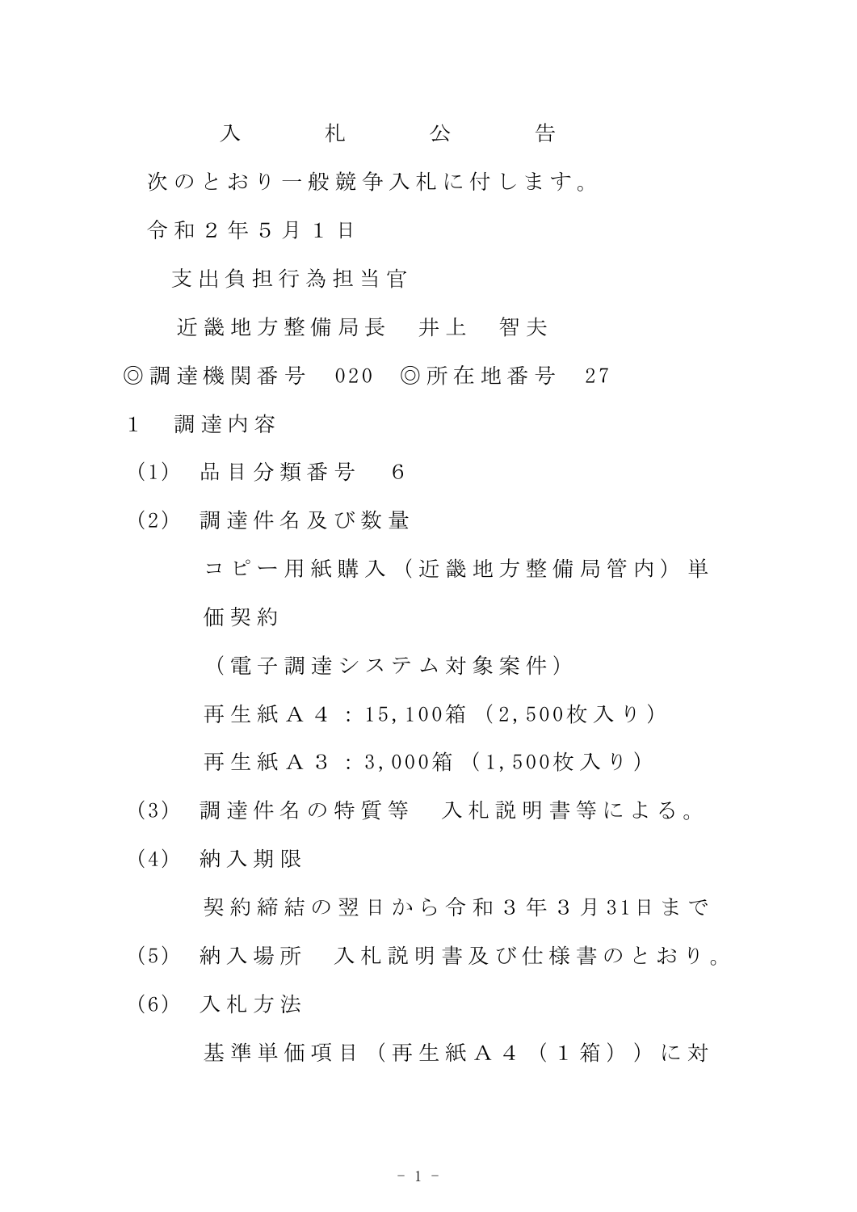# 入　札　公　告

次のとおり一般競争入札に付します。

令和２年５月１日

支出負担行為担当官

近畿地方整備局長　井上　智夫

◎調達機関番号　020　◎所在地番号　27

１　調達内容

（1）　品目分類番号　６

（2）　調達件名及び数量

コピー用紙購入（近畿地方整備局管内）単価契約

（電子調達システム対象案件）

再生紙Ａ４：15,100箱（2,500枚入り）

再生紙Ａ３：3,000箱（1,500枚入り）

（3）　調達件名の特質等　入札説明書等による。

（4）　納入期限

契約締結の翌日から令和３年３月31日まで

（5）　納入場所　入札説明書及び仕様書のとおり。

（6）　入札方法

基準単価項目（再生紙Ａ４（１箱））に対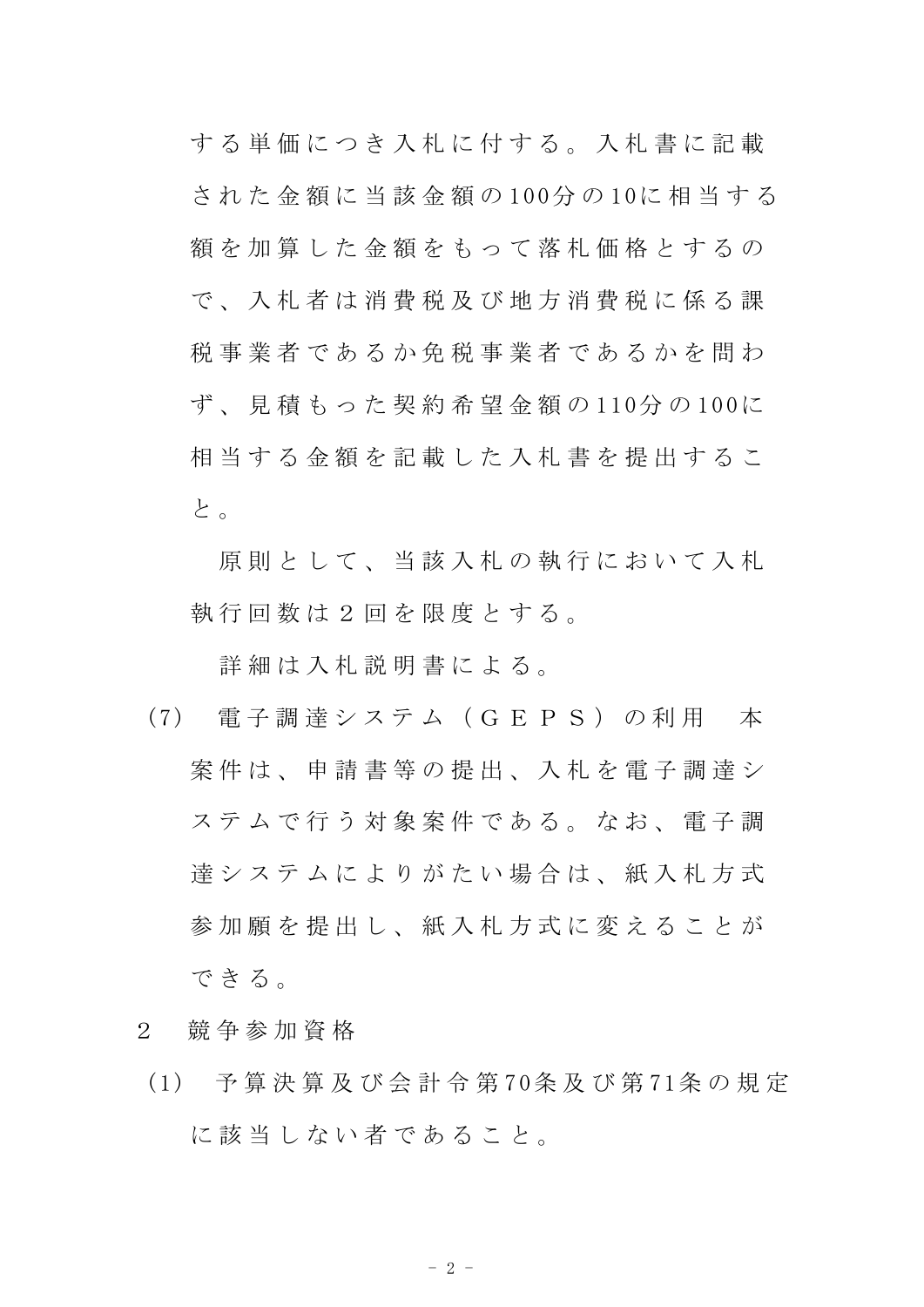する単価につき入札に付する。入札書に記載された金額に当該金額の100分の10に相当する額を加算した金額をもって落札価格とするので、入札者は消費税及び地方消費税に係る課税事業者であるか免税事業者であるかを問わず、見積もった契約希望金額の110分の100に相当する金額を記載した入札書を提出すること。

原則として、当該入札の執行において入札執行回数は２回を限度とする。

詳細は入札説明書による。

(7) 電子調達システム（ＧＥＰＳ）の利用　本案件は、申請書等の提出、入札を電子調達システムで行う対象案件である。なお、電子調達システムによりがたい場合は、紙入札方式参加願を提出し、紙入札方式に変えることができる。

２　競争参加資格

(1) 予算決算及び会計令第70条及び第71条の規定に該当しない者であること。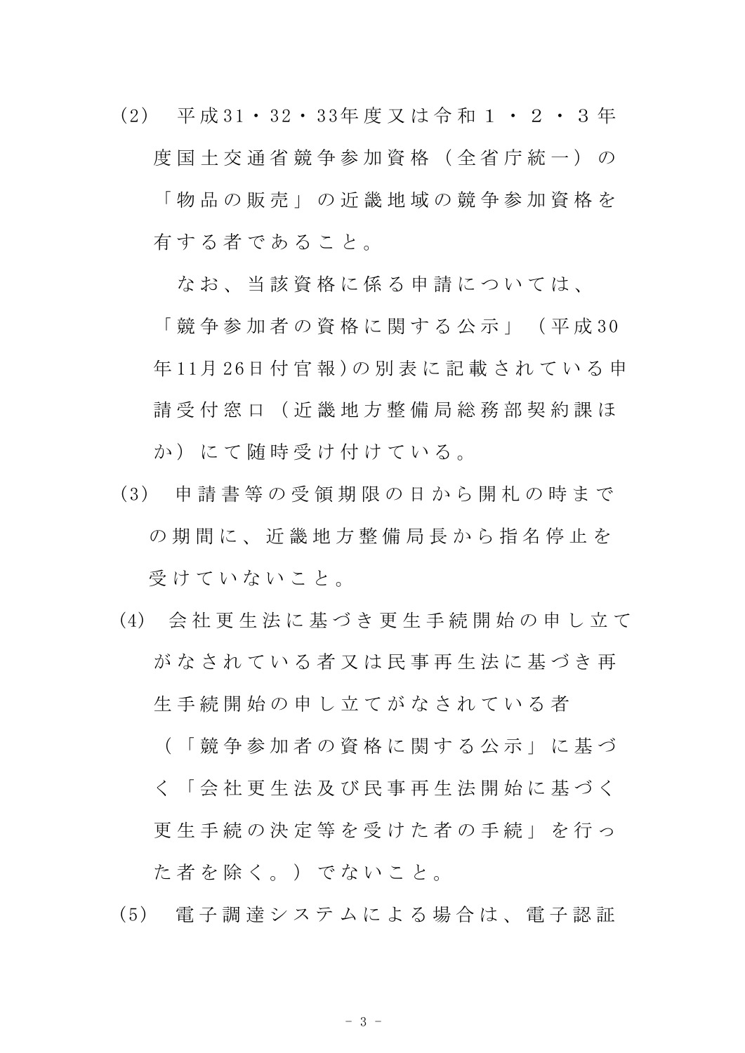(2)　平成31・32・33年度又は令和１・２・３年度国土交通省競争参加資格（全省庁統一）の「物品の販売」の近畿地域の競争参加資格を有する者であること。

なお、当該資格に係る申請については、「競争参加者の資格に関する公示」（平成30年11月26日付官報)の別表に記載されている申請受付窓口（近畿地方整備局総務部契約課ほか）にて随時受け付けている。

(3)　申請書等の受領期限の日から開札の時までの期間に、近畿地方整備局長から指名停止を受けていないこと。

(4)　会社更生法に基づき更生手続開始の申し立てがなされている者又は民事再生法に基づき再生手続開始の申し立てがなされている者（「競争参加者の資格に関する公示」に基づく「会社更生法及び民事再生法開始に基づく更生手続の決定等を受けた者の手続」を行った者を除く。）でないこと。

(5)　電子調達システムによる場合は、電子認証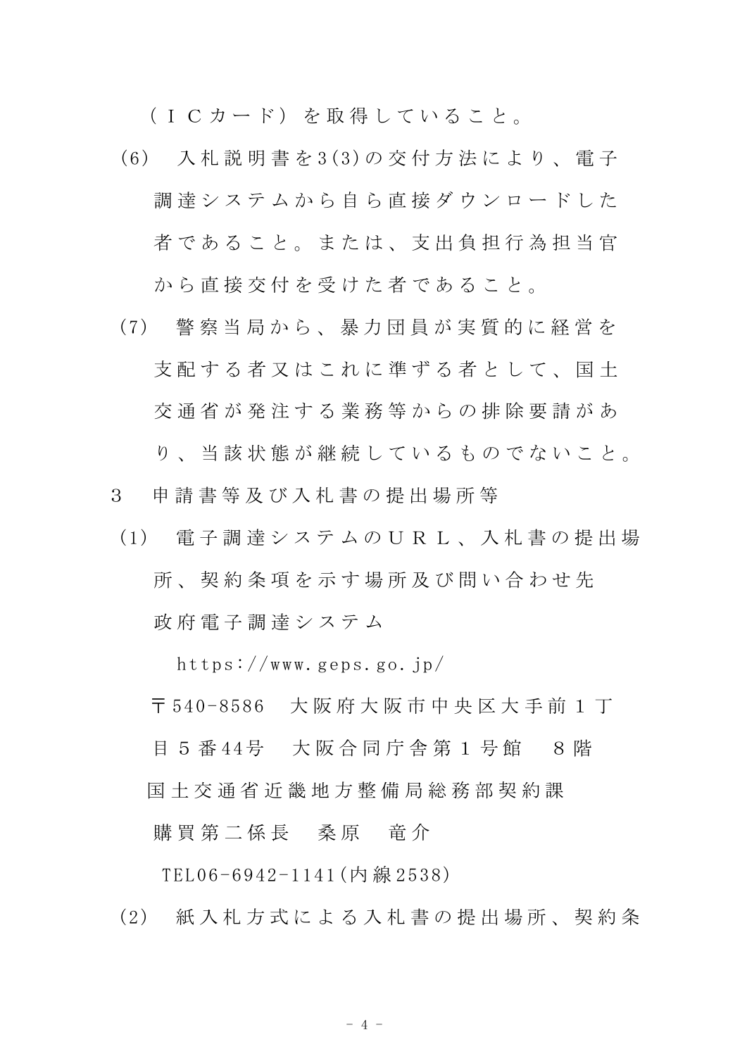（ＩＣカード）を取得していること。

(6)　入札説明書を3(3)の交付方法により、電子調達システムから自ら直接ダウンロードした者であること。または、支出負担行為担当官から直接交付を受けた者であること。

(7)　警察当局から、暴力団員が実質的に経営を支配する者又はこれに準ずる者として、国土交通省が発注する業務等からの排除要請があり、当該状態が継続しているものでないこと。

3　申請書等及び入札書の提出場所等

(1)　電子調達システムのＵＲＬ、入札書の提出場所、契約条項を示す場所及び問い合わせ先

政府電子調達システム

https://www.geps.go.jp/

〒540-8586　大阪府大阪市中央区大手前１丁目５番44号　大阪合同庁舎第１号館　８階

国土交通省近畿地方整備局総務部契約課

購買第二係長　桑原　竜介

TEL06-6942-1141(内線2538)

(2)　紙入札方式による入札書の提出場所、契約条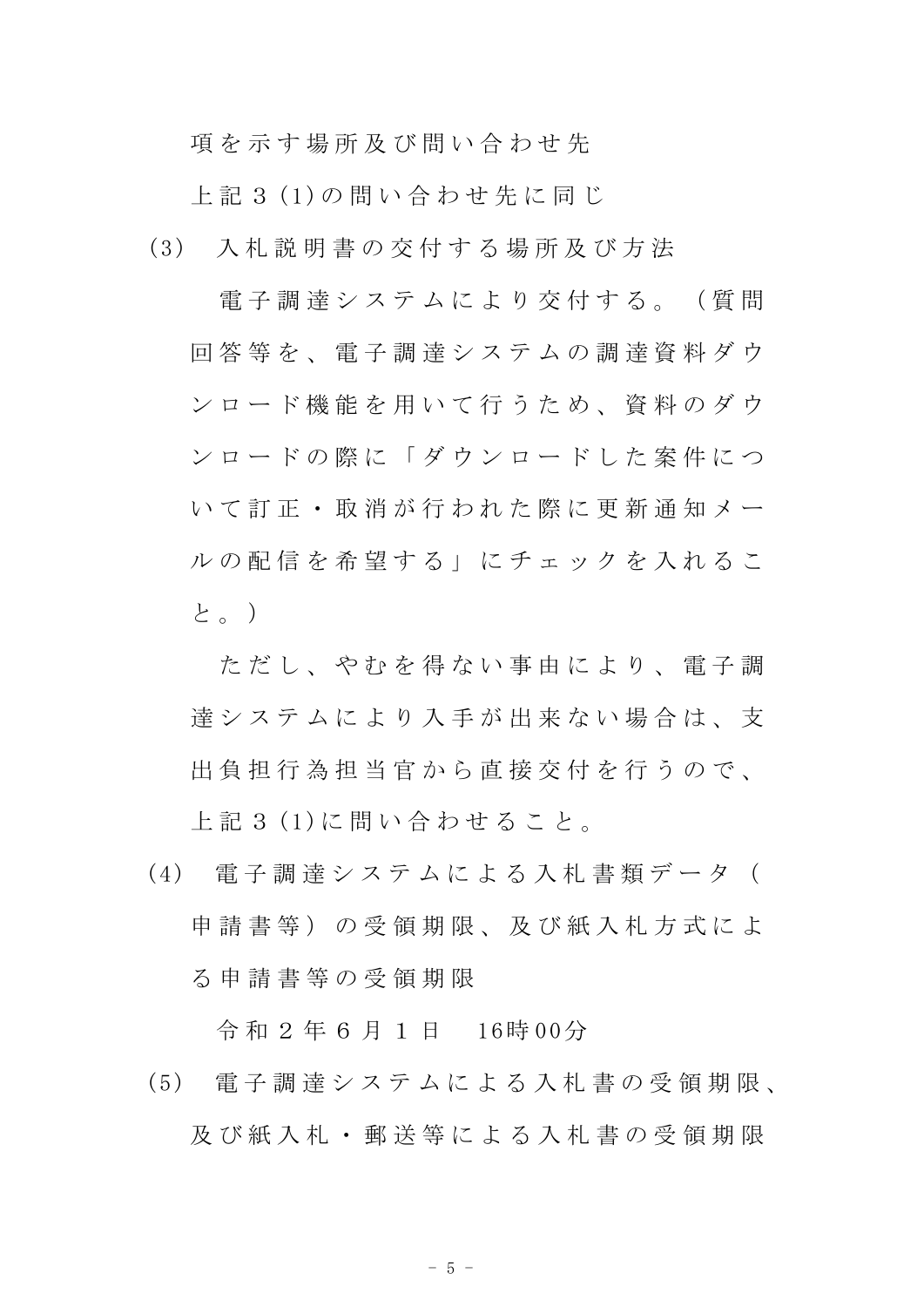項を示す場所及び問い合わせ先

上記３(1)の問い合わせ先に同じ

(3)　入札説明書の交付する場所及び方法

電子調達システムにより交付する。（質問回答等を、電子調達システムの調達資料ダウンロード機能を用いて行うため、資料のダウンロードの際に「ダウンロードした案件について訂正・取消が行われた際に更新通知メールの配信を希望する」にチェックを入れること。）

ただし、やむを得ない事由により、電子調達システムにより入手が出来ない場合は、支出負担行為担当官から直接交付を行うので、上記３(1)に問い合わせること。

(4)　電子調達システムによる入札書類データ（申請書等）の受領期限、及び紙入札方式による申請書等の受領期限

令和２年６月１日　16時00分

(5)　電子調達システムによる入札書の受領期限、及び紙入札・郵送等による入札書の受領期限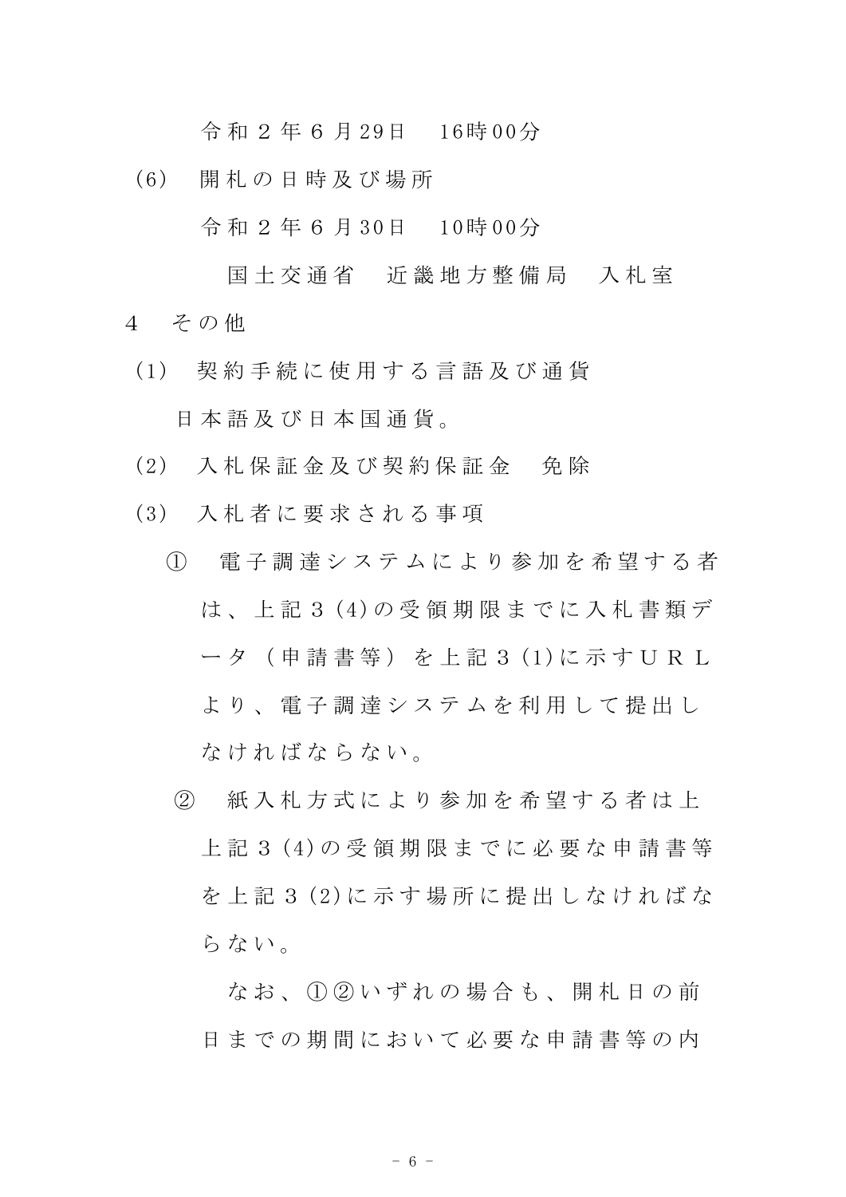令和２年６月29日　16時00分

(6)　開札の日時及び場所

令和２年６月30日　10時00分

国土交通省　近畿地方整備局　入札室

4　その他

(1)　契約手続に使用する言語及び通貨

日本語及び日本国通貨。

(2)　入札保証金及び契約保証金　免除

(3)　入札者に要求される事項

①　電子調達システムにより参加を希望する者は、上記３(4)の受領期限までに入札書類データ（申請書等）を上記３(1)に示すＵＲＬより、電子調達システムを利用して提出しなければならない。

②　紙入札方式により参加を希望する者は上上記３(4)の受領期限までに必要な申請書等を上記３(2)に示す場所に提出しなければならない。

なお、①②いずれの場合も、開札日の前日までの期間において必要な申請書等の内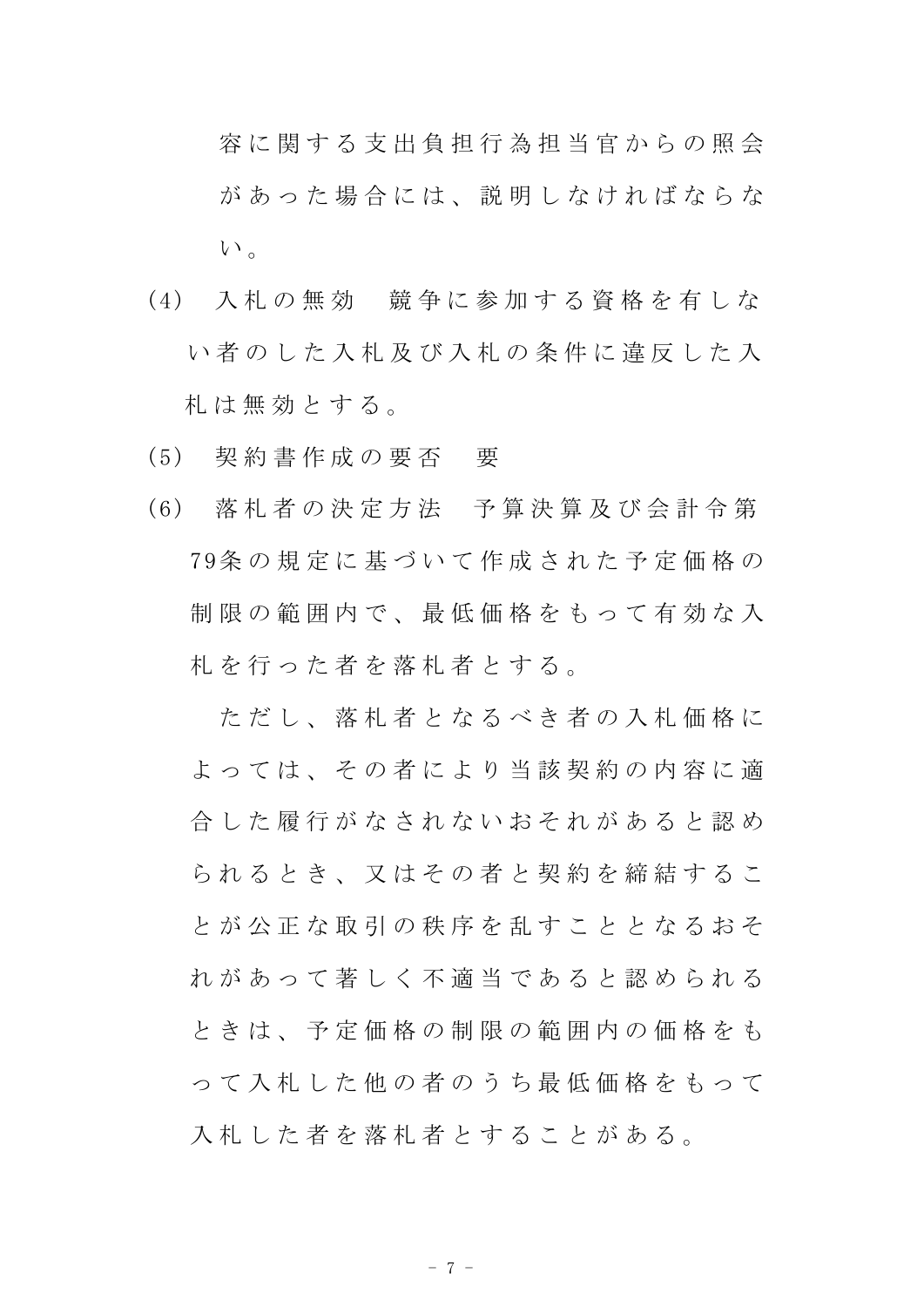容に関する支出負担行為担当官からの照会があった場合には、説明しなければならない。

(4) 入札の無効　競争に参加する資格を有しない者のした入札及び入札の条件に違反した入札は無効とする。

(5) 契約書作成の要否　要

(6) 落札者の決定方法　予算決算及び会計令第79条の規定に基づいて作成された予定価格の制限の範囲内で、最低価格をもって有効な入札を行った者を落札者とする。

ただし、落札者となるべき者の入札価格によっては、その者により当該契約の内容に適合した履行がなされないおそれがあると認められるとき、又はその者と契約を締結することが公正な取引の秩序を乱すこととなるおそれがあって著しく不適当であると認められるときは、予定価格の制限の範囲内の価格をもって入札した他の者のうち最低価格をもって入札した者を落札者とすることがある。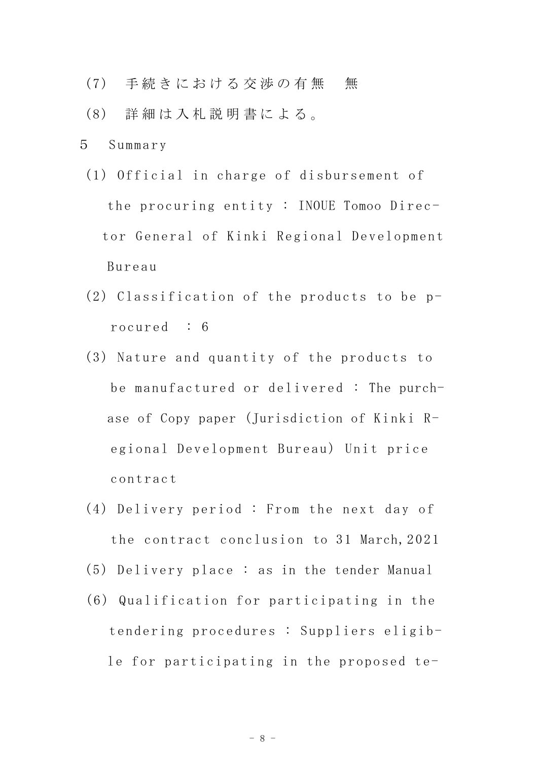(7)　手続きにおける交渉の有無　無

(8)　詳細は入札説明書による。

5　Summary

(1) Official in charge of disbursement of the procuring entity : INOUE Tomoo Director General of Kinki Regional Development Bureau

(2) Classification of the products to be procured : 6

(3) Nature and quantity of the products to be manufactured or delivered : The purchase of Copy paper (Jurisdiction of Kinki Regional Development Bureau) Unit price contract

(4) Delivery period : From the next day of the contract conclusion to 31 March, 2021

(5) Delivery place : as in the tender Manual

(6) Qualification for participating in the tendering procedures : Suppliers eligible for participating in the proposed te-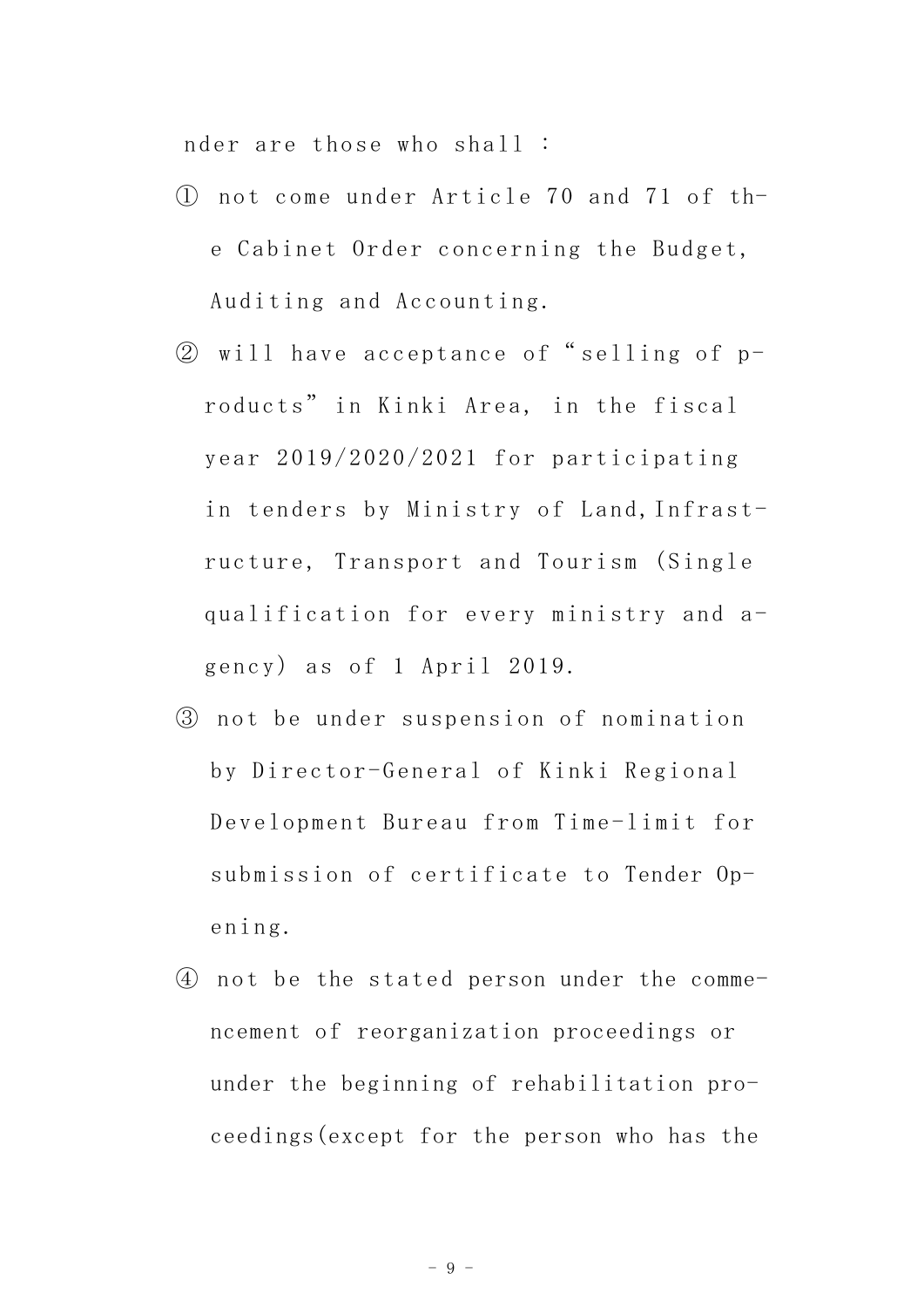nder are those who shall :

① not come under Article 70 and 71 of th-e Cabinet Order concerning the Budget, Auditing and Accounting.

② will have acceptance of "selling of p-roducts" in Kinki Area, in the fiscal year 2019/2020/2021 for participating in tenders by Ministry of Land,Infrast-ructure, Transport and Tourism (Single qualification for every ministry and a-gency) as of 1 April 2019.

③ not be under suspension of nomination by Director-General of Kinki Regional Development Bureau from Time-limit for submission of certificate to Tender Op-ening.

④ not be the stated person under the comme-ncement of reorganization proceedings or under the beginning of rehabilitation pro-ceedings(except for the person who has the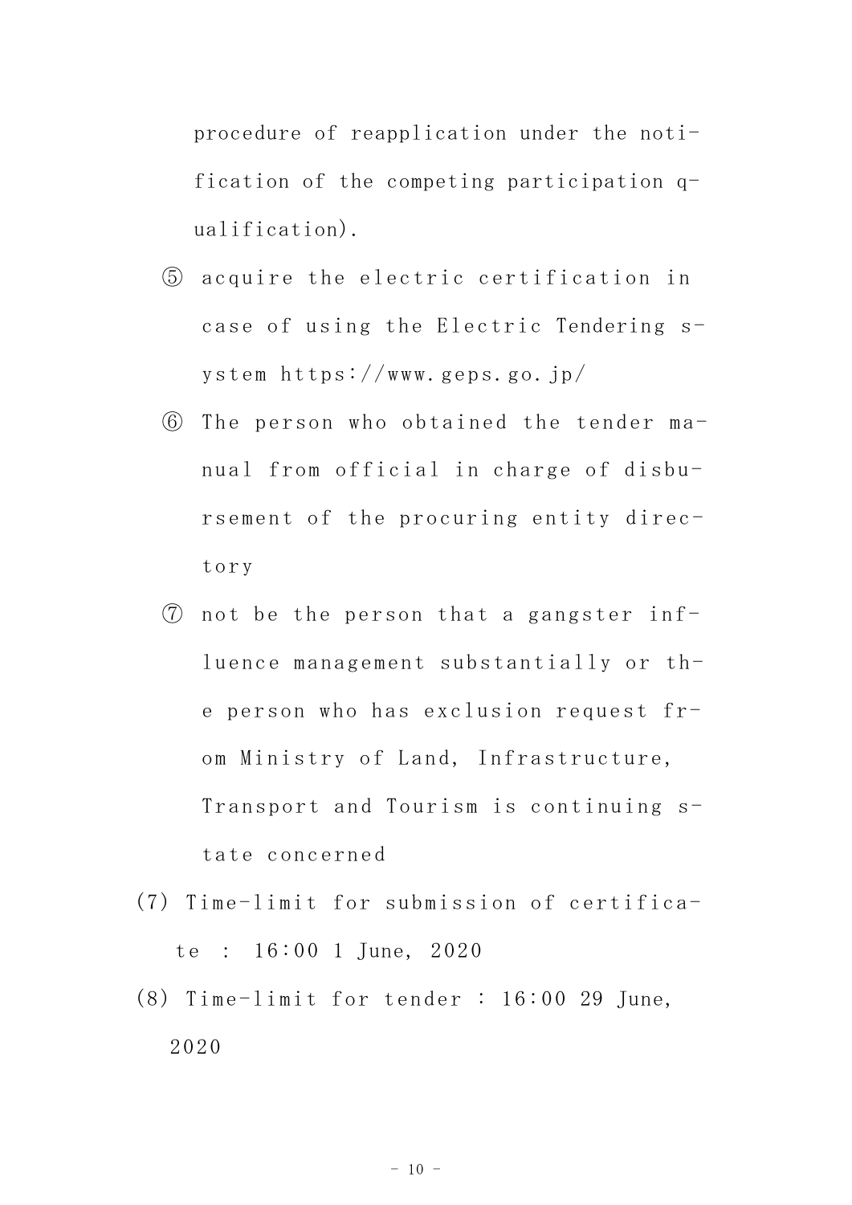procedure of reapplication under the notification of the competing participation qualification).

⑤ acquire the electric certification in case of using the Electric Tendering system https://www.geps.go.jp/

⑥ The person who obtained the tender manual from official in charge of disbursement of the procuring entity directory

⑦ not be the person that a gangster influence management substantially or the person who has exclusion request from Ministry of Land, Infrastructure, Transport and Tourism is continuing state concerned

(7) Time-limit for submission of certificate : 16:00 1 June, 2020

(8) Time-limit for tender : 16:00 29 June, 2020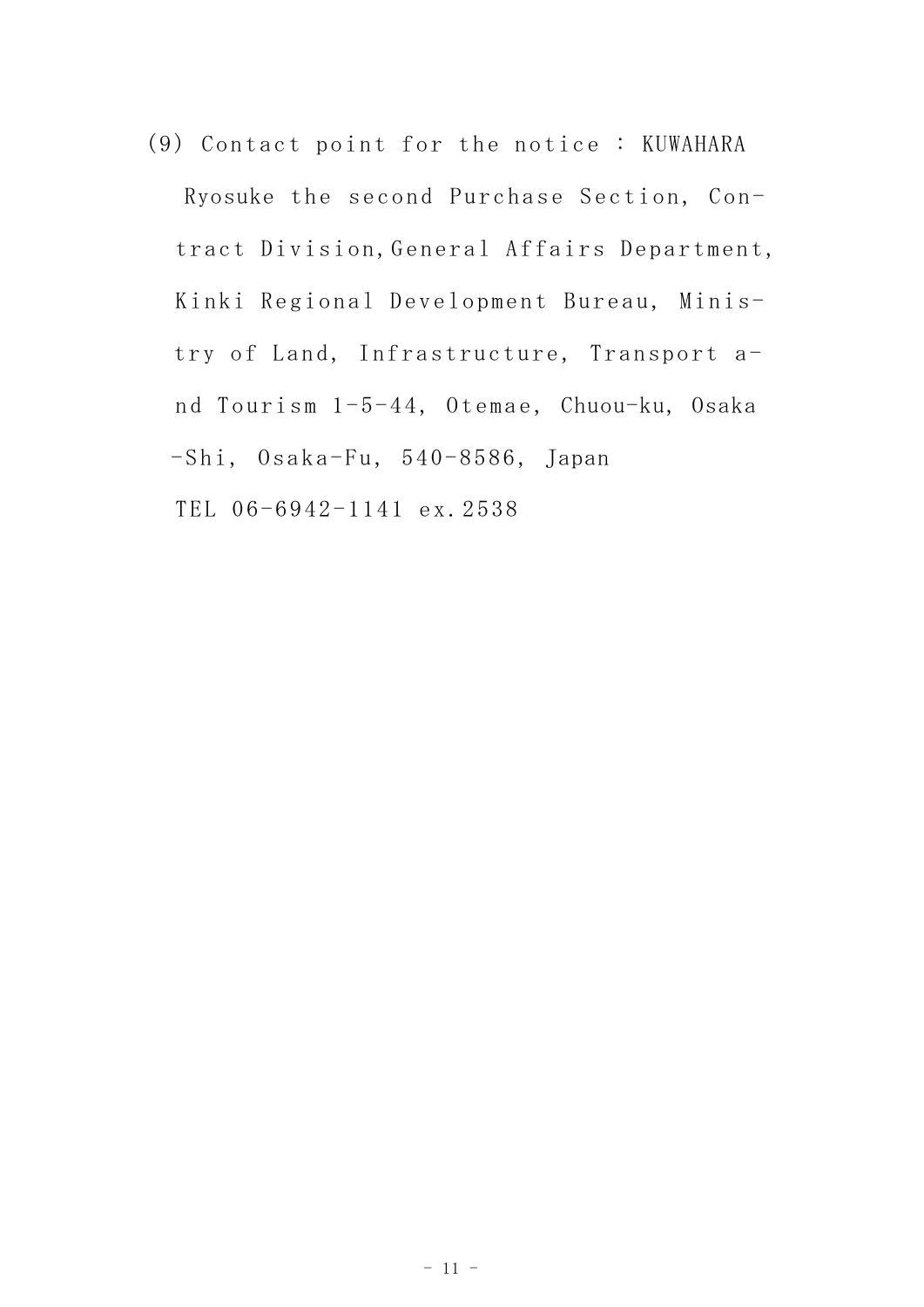(9) Contact point for the notice : KUWAHARA Ryosuke the second Purchase Section, Contract Division, General Affairs Department, Kinki Regional Development Bureau, Ministry of Land, Infrastructure, Transport and Tourism 1-5-44, Otemae, Chuou-ku, Osaka-Shi, Osaka-Fu, 540-8586, Japan
TEL 06-6942-1141 ex.2538